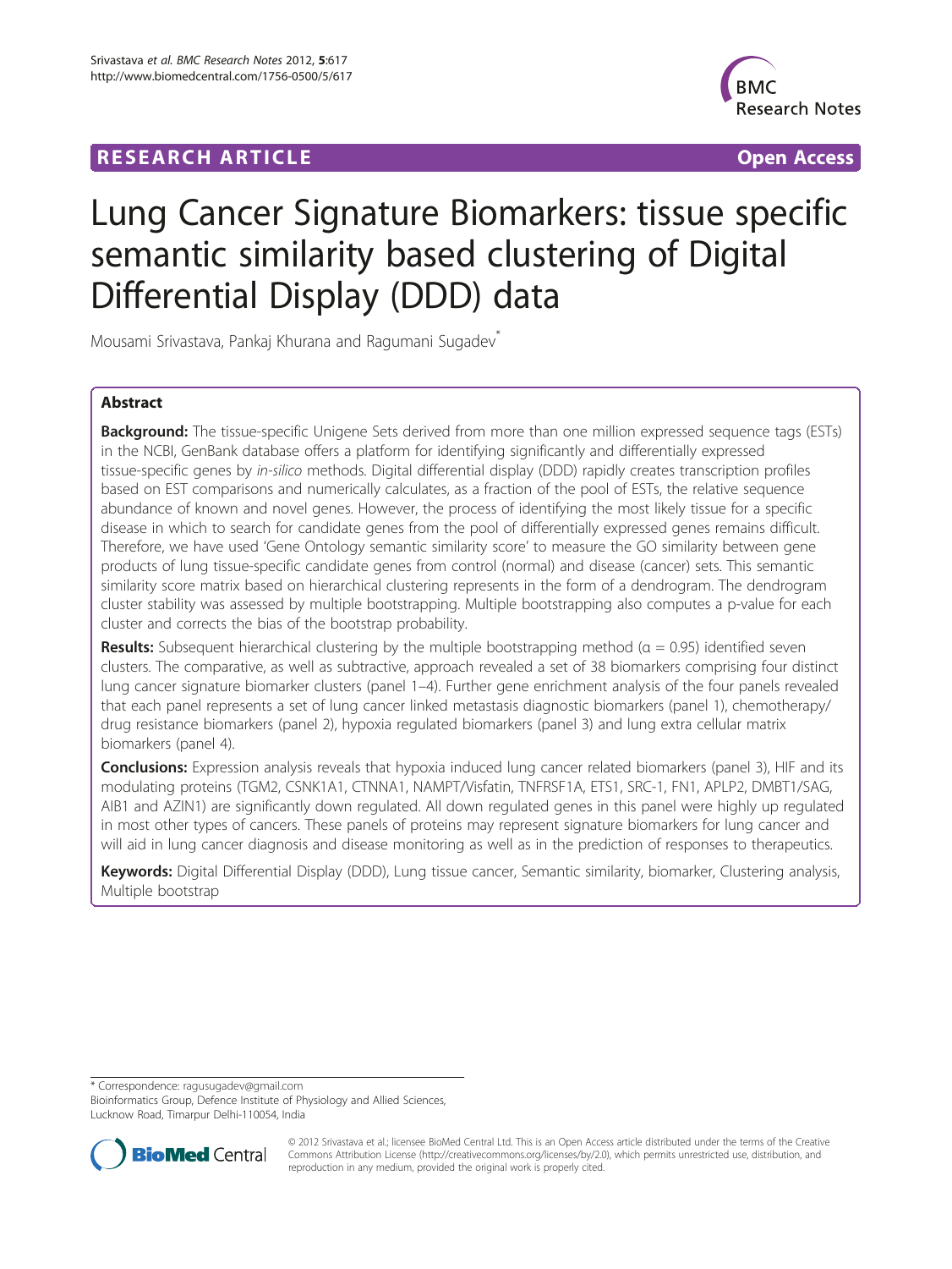RESEARCH ARTICLE

Open Access

# Lung Cancer Signature Biomarkers: tissue specific semantic similarity based clustering of Digital Differential Display (DDD) data

Mousami Srivastava, Pankaj Khurana and Ragumani Sugadev*

## Abstract

**Background:** The tissue-specific Unigene Sets derived from more than one million expressed sequence tags (ESTs) in the NCBI, GenBank database offers a platform for identifying significantly and differentially expressed tissue-specific genes by *in-silico* methods. Digital differential display (DDD) rapidly creates transcription profiles based on EST comparisons and numerically calculates, as a fraction of the pool of ESTs, the relative sequence abundance of known and novel genes. However, the process of identifying the most likely tissue for a specific disease in which to search for candidate genes from the pool of differentially expressed genes remains difficult. Therefore, we have used 'Gene Ontology semantic similarity score' to measure the GO similarity between gene products of lung tissue-specific candidate genes from control (normal) and disease (cancer) sets. This semantic similarity score matrix based on hierarchical clustering represents in the form of a dendrogram. The dendrogram cluster stability was assessed by multiple bootstrapping. Multiple bootstrapping also computes a p-value for each cluster and corrects the bias of the bootstrap probability.

**Results:** Subsequent hierarchical clustering by the multiple bootstrapping method ($\alpha = 0.95$) identified seven clusters. The comparative, as well as subtractive, approach revealed a set of 38 biomarkers comprising four distinct lung cancer signature biomarker clusters (panel 1–4). Further gene enrichment analysis of the four panels revealed that each panel represents a set of lung cancer linked metastasis diagnostic biomarkers (panel 1), chemotherapy/ drug resistance biomarkers (panel 2), hypoxia regulated biomarkers (panel 3) and lung extra cellular matrix biomarkers (panel 4).

**Conclusions:** Expression analysis reveals that hypoxia induced lung cancer related biomarkers (panel 3), HIF and its modulating proteins (TGM2, CSNK1A1, CTNNA1, NAMPT/Visfatin, TNFRSF1A, ETS1, SRC-1, FN1, APLP2, DMBT1/SAG, AIB1 and AZIN1) are significantly down regulated. All down regulated genes in this panel were highly up regulated in most other types of cancers. These panels of proteins may represent signature biomarkers for lung cancer and will aid in lung cancer diagnosis and disease monitoring as well as in the prediction of responses to therapeutics.

**Keywords:** Digital Differential Display (DDD), Lung tissue cancer, Semantic similarity, biomarker, Clustering analysis, Multiple bootstrap

---

\* Correspondence: ragusugadev@gmail.com
Bioinformatics Group, Defence Institute of Physiology and Allied Sciences, Lucknow Road, Timarpur Delhi-110054, India

© 2012 Srivastava et al.; licensee BioMed Central Ltd. This is an Open Access article distributed under the terms of the Creative Commons Attribution License (http://creativecommons.org/licenses/by/2.0), which permits unrestricted use, distribution, and reproduction in any medium, provided the original work is properly cited.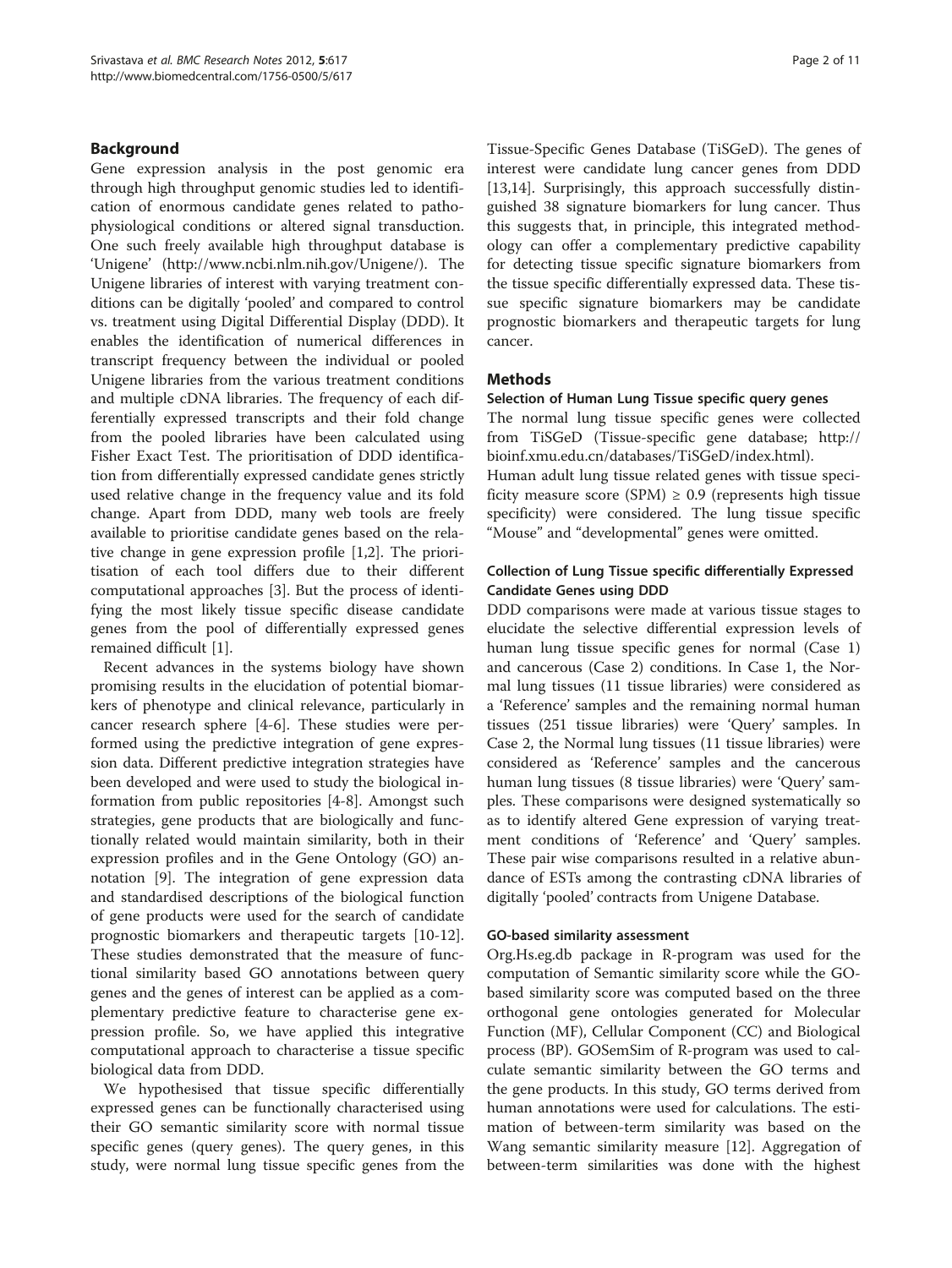## Background

Gene expression analysis in the post genomic era through high throughput genomic studies led to identification of enormous candidate genes related to pathophysiological conditions or altered signal transduction. One such freely available high throughput database is 'Unigene' (http://www.ncbi.nlm.nih.gov/Unigene/). The Unigene libraries of interest with varying treatment conditions can be digitally 'pooled' and compared to control vs. treatment using Digital Differential Display (DDD). It enables the identification of numerical differences in transcript frequency between the individual or pooled Unigene libraries from the various treatment conditions and multiple cDNA libraries. The frequency of each differentially expressed transcripts and their fold change from the pooled libraries have been calculated using Fisher Exact Test. The prioritisation of DDD identification from differentially expressed candidate genes strictly used relative change in the frequency value and its fold change. Apart from DDD, many web tools are freely available to prioritise candidate genes based on the relative change in gene expression profile [1,2]. The prioritisation of each tool differs due to their different computational approaches [3]. But the process of identifying the most likely tissue specific disease candidate genes from the pool of differentially expressed genes remained difficult [1].

Recent advances in the systems biology have shown promising results in the elucidation of potential biomarkers of phenotype and clinical relevance, particularly in cancer research sphere [4-6]. These studies were performed using the predictive integration of gene expression data. Different predictive integration strategies have been developed and were used to study the biological information from public repositories [4-8]. Amongst such strategies, gene products that are biologically and functionally related would maintain similarity, both in their expression profiles and in the Gene Ontology (GO) annotation [9]. The integration of gene expression data and standardised descriptions of the biological function of gene products were used for the search of candidate prognostic biomarkers and therapeutic targets [10-12]. These studies demonstrated that the measure of functional similarity based GO annotations between query genes and the genes of interest can be applied as a complementary predictive feature to characterise gene expression profile. So, we have applied this integrative computational approach to characterise a tissue specific biological data from DDD.

We hypothesised that tissue specific differentially expressed genes can be functionally characterised using their GO semantic similarity score with normal tissue specific genes (query genes). The query genes, in this study, were normal lung tissue specific genes from the Tissue-Specific Genes Database (TiSGeD). The genes of interest were candidate lung cancer genes from DDD [13,14]. Surprisingly, this approach successfully distinguished 38 signature biomarkers for lung cancer. Thus this suggests that, in principle, this integrated methodology can offer a complementary predictive capability for detecting tissue specific signature biomarkers from the tissue specific differentially expressed data. These tissue specific signature biomarkers may be candidate prognostic biomarkers and therapeutic targets for lung cancer.

## Methods

### Selection of Human Lung Tissue specific query genes

The normal lung tissue specific genes were collected from TiSGeD (Tissue-specific gene database; http://bioinf.xmu.edu.cn/databases/TiSGeD/index.html).

Human adult lung tissue related genes with tissue specificity measure score (SPM) ≥ 0.9 (represents high tissue specificity) were considered. The lung tissue specific "Mouse" and "developmental" genes were omitted.

### Collection of Lung Tissue specific differentially Expressed Candidate Genes using DDD

DDD comparisons were made at various tissue stages to elucidate the selective differential expression levels of human lung tissue specific genes for normal (Case 1) and cancerous (Case 2) conditions. In Case 1, the Normal lung tissues (11 tissue libraries) were considered as a 'Reference' samples and the remaining normal human tissues (251 tissue libraries) were 'Query' samples. In Case 2, the Normal lung tissues (11 tissue libraries) were considered as 'Reference' samples and the cancerous human lung tissues (8 tissue libraries) were 'Query' samples. These comparisons were designed systematically so as to identify altered Gene expression of varying treatment conditions of 'Reference' and 'Query' samples. These pair wise comparisons resulted in a relative abundance of ESTs among the contrasting cDNA libraries of digitally 'pooled' contracts from Unigene Database.

### GO-based similarity assessment

Org.Hs.eg.db package in R-program was used for the computation of Semantic similarity score while the GO-based similarity score was computed based on the three orthogonal gene ontologies generated for Molecular Function (MF), Cellular Component (CC) and Biological process (BP). GOSemSim of R-program was used to calculate semantic similarity between the GO terms and the gene products. In this study, GO terms derived from human annotations were used for calculations. The estimation of between-term similarity was based on the Wang semantic similarity measure [12]. Aggregation of between-term similarities was done with the highest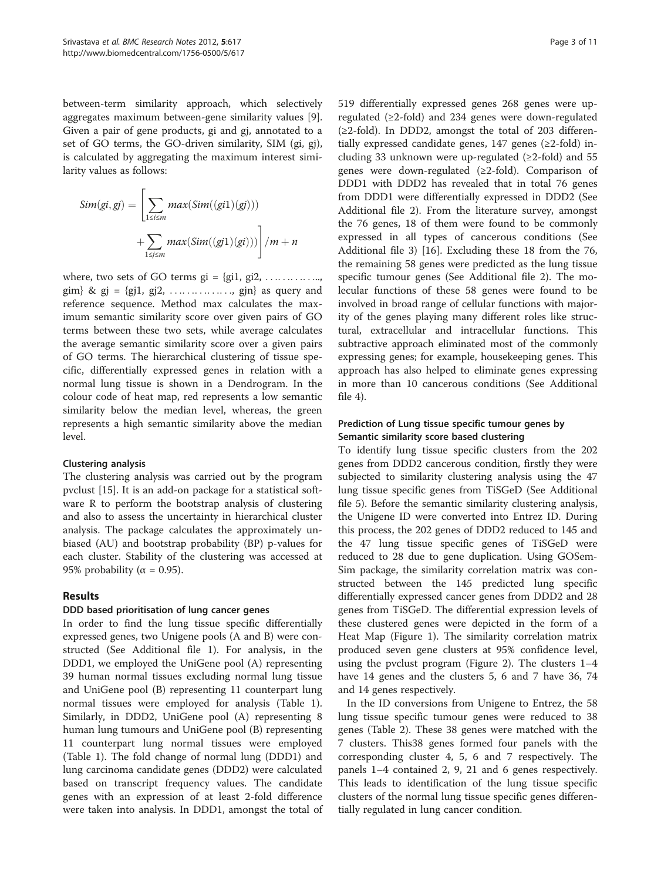between-term similarity approach, which selectively aggregates maximum between-gene similarity values [9]. Given a pair of gene products, gi and gj, annotated to a set of GO terms, the GO-driven similarity, SIM (gi, gj), is calculated by aggregating the maximum interest similarity values as follows:

$$Sim(gi, gj) = \left[ \sum_{1 \leq i \leq m} max(Sim((gi1)(gj))) + \sum_{1 \leq j \leq m} max(Sim((gj1)(gi))) \right] / m + n$$

where, two sets of GO terms gi = {gi1, gi2, ……………., gim} & gj = {gj1, gj2, ……………….., gjn} as query and reference sequence. Method max calculates the maximum semantic similarity score over given pairs of GO terms between these two sets, while average calculates the average semantic similarity score over a given pairs of GO terms. The hierarchical clustering of tissue specific, differentially expressed genes in relation with a normal lung tissue is shown in a Dendrogram. In the colour code of heat map, red represents a low semantic similarity below the median level, whereas, the green represents a high semantic similarity above the median level.

### Clustering analysis

The clustering analysis was carried out by the program pvclust [15]. It is an add-on package for a statistical software R to perform the bootstrap analysis of clustering and also to assess the uncertainty in hierarchical cluster analysis. The package calculates the approximately unbiased (AU) and bootstrap probability (BP) p-values for each cluster. Stability of the clustering was accessed at 95% probability ($\alpha = 0.95$).

## Results

### DDD based prioritisation of lung cancer genes

In order to find the lung tissue specific differentially expressed genes, two Unigene pools (A and B) were constructed (See Additional file 1). For analysis, in the DDD1, we employed the UniGene pool (A) representing 39 human normal tissues excluding normal lung tissue and UniGene pool (B) representing 11 counterpart lung normal tissues were employed for analysis (Table 1). Similarly, in DDD2, UniGene pool (A) representing 8 human lung tumours and UniGene pool (B) representing 11 counterpart lung normal tissues were employed (Table 1). The fold change of normal lung (DDD1) and lung carcinoma candidate genes (DDD2) were calculated based on transcript frequency values. The candidate genes with an expression of at least 2-fold difference were taken into analysis. In DDD1, amongst the total of 519 differentially expressed genes 268 genes were up-regulated (≥2-fold) and 234 genes were down-regulated (≥2-fold). In DDD2, amongst the total of 203 differentially expressed candidate genes, 147 genes (≥2-fold) including 33 unknown were up-regulated (≥2-fold) and 55 genes were down-regulated (≥2-fold). Comparison of DDD1 with DDD2 has revealed that in total 76 genes from DDD1 were differentially expressed in DDD2 (See Additional file 2). From the literature survey, amongst the 76 genes, 18 of them were found to be commonly expressed in all types of cancerous conditions (See Additional file 3) [16]. Excluding these 18 from the 76, the remaining 58 genes were predicted as the lung tissue specific tumour genes (See Additional file 2). The molecular functions of these 58 genes were found to be involved in broad range of cellular functions with majority of the genes playing many different roles like structural, extracellular and intracellular functions. This subtractive approach eliminated most of the commonly expressing genes; for example, housekeeping genes. This approach has also helped to eliminate genes expressing in more than 10 cancerous conditions (See Additional file 4).

### Prediction of Lung tissue specific tumour genes by Semantic similarity score based clustering

To identify lung tissue specific clusters from the 202 genes from DDD2 cancerous condition, firstly they were subjected to similarity clustering analysis using the 47 lung tissue specific genes from TiSGeD (See Additional file 5). Before the semantic similarity clustering analysis, the Unigene ID were converted into Entrez ID. During this process, the 202 genes of DDD2 reduced to 145 and the 47 lung tissue specific genes of TiSGeD were reduced to 28 due to gene duplication. Using GOSemSim package, the similarity correlation matrix was constructed between the 145 predicted lung specific differentially expressed cancer genes from DDD2 and 28 genes from TiSGeD. The differential expression levels of these clustered genes were depicted in the form of a Heat Map (Figure 1). The similarity correlation matrix produced seven gene clusters at 95% confidence level, using the pvclust program (Figure 2). The clusters 1–4 have 14 genes and the clusters 5, 6 and 7 have 36, 74 and 14 genes respectively.

In the ID conversions from Unigene to Entrez, the 58 lung tissue specific tumour genes were reduced to 38 genes (Table 2). These 38 genes were matched with the 7 clusters. This38 genes formed four panels with the corresponding cluster 4, 5, 6 and 7 respectively. The panels 1–4 contained 2, 9, 21 and 6 genes respectively. This leads to identification of the lung tissue specific clusters of the normal lung tissue specific genes differentially regulated in lung cancer condition.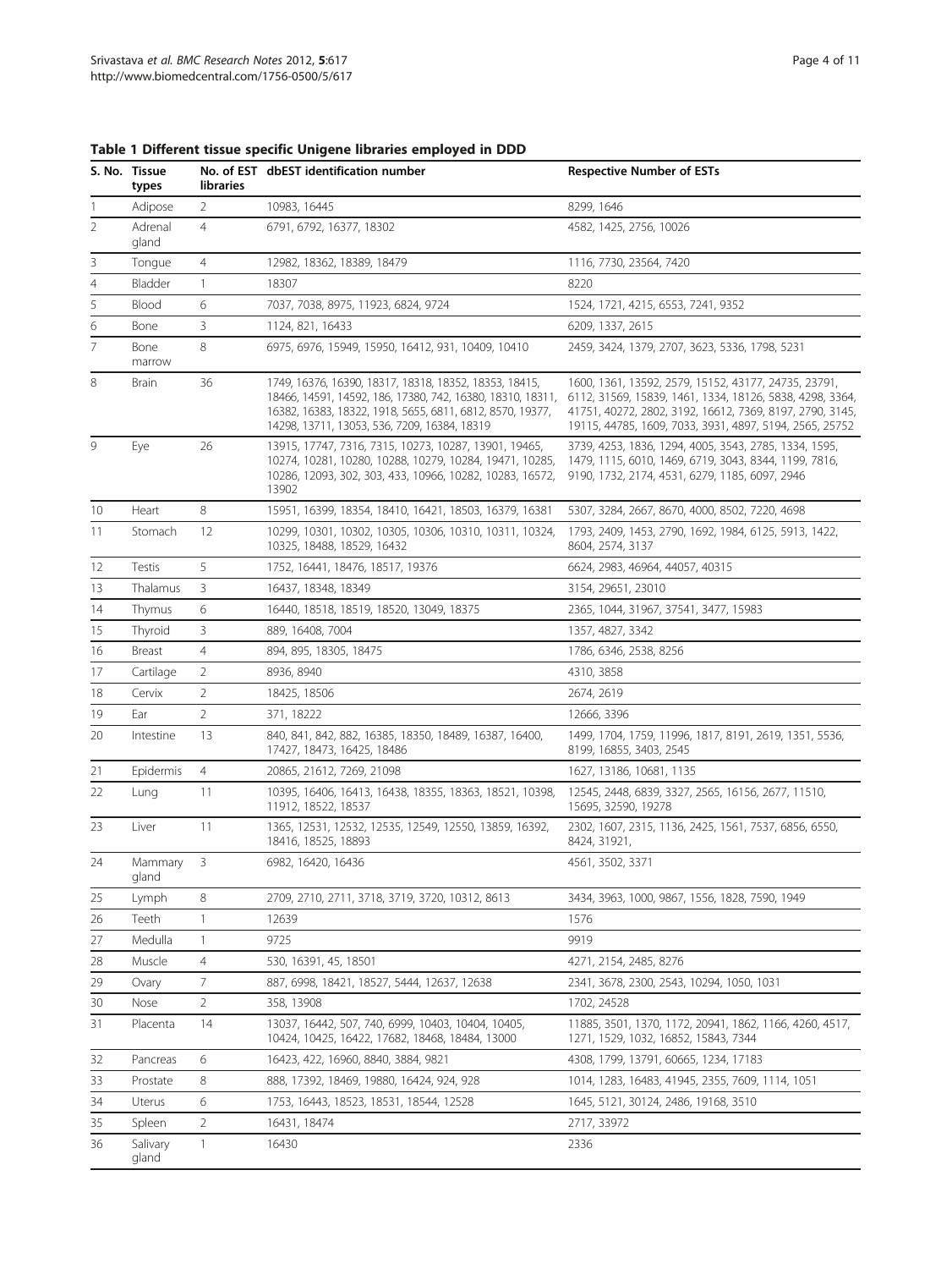**Table 1 Different tissue specific Unigene libraries employed in DDD**

| S. No. | Tissue types | No. of EST libraries | dbEST identification number | Respective Number of ESTs |
|---|---|---|---|---|
| 1 | Adipose | 2 | 10983, 16445 | 8299, 1646 |
| 2 | Adrenal gland | 4 | 6791, 6792, 16377, 18302 | 4582, 1425, 2756, 10026 |
| 3 | Tongue | 4 | 12982, 18362, 18389, 18479 | 1116, 7730, 23564, 7420 |
| 4 | Bladder | 1 | 18307 | 8220 |
| 5 | Blood | 6 | 7037, 7038, 8975, 11923, 6824, 9724 | 1524, 1721, 4215, 6553, 7241, 9352 |
| 6 | Bone | 3 | 1124, 821, 16433 | 6209, 1337, 2615 |
| 7 | Bone marrow | 8 | 6975, 6976, 15949, 15950, 16412, 931, 10409, 10410 | 2459, 3424, 1379, 2707, 3623, 5336, 1798, 5231 |
| 8 | Brain | 36 | 1749, 16376, 16390, 18317, 18318, 18352, 18353, 18415, 18466, 14591, 14592, 186, 17380, 742, 16380, 18310, 18311, 16382, 16383, 18322, 1918, 5655, 6811, 6812, 8570, 19377, 14298, 13711, 13053, 536, 7209, 16384, 18319 | 1600, 1361, 13592, 2579, 15152, 43177, 24735, 23791, 6112, 31569, 15839, 1461, 1334, 18126, 5838, 4298, 3364, 41751, 40272, 2802, 3192, 16612, 7369, 8197, 2790, 3145, 19115, 44785, 1609, 7033, 3931, 4897, 5194, 2565, 25752 |
| 9 | Eye | 26 | 13915, 17747, 7316, 7315, 10273, 10287, 13901, 19465, 10274, 10281, 10280, 10288, 10279, 10284, 19471, 10285, 10286, 12093, 302, 303, 433, 10966, 10282, 10283, 16572, 13902 | 3739, 4253, 1836, 1294, 4005, 3543, 2785, 1334, 1595, 1479, 1115, 6010, 1469, 6719, 3043, 8344, 1199, 7816, 9190, 1732, 2174, 4531, 6279, 1185, 6097, 2946 |
| 10 | Heart | 8 | 15951, 16399, 18354, 18410, 16421, 18503, 16379, 16381 | 5307, 3284, 2667, 8670, 4000, 8502, 7220, 4698 |
| 11 | Stomach | 12 | 10299, 10301, 10302, 10305, 10306, 10310, 10311, 10324, 10325, 18488, 18529, 16432 | 1793, 2409, 1453, 2790, 1692, 1984, 6125, 5913, 1422, 8604, 2574, 3137 |
| 12 | Testis | 5 | 1752, 16441, 18476, 18517, 19376 | 6624, 2983, 46964, 44057, 40315 |
| 13 | Thalamus | 3 | 16437, 18348, 18349 | 3154, 29651, 23010 |
| 14 | Thymus | 6 | 16440, 18518, 18519, 18520, 13049, 18375 | 2365, 1044, 31967, 37541, 3477, 15983 |
| 15 | Thyroid | 3 | 889, 16408, 7004 | 1357, 4827, 3342 |
| 16 | Breast | 4 | 894, 895, 18305, 18475 | 1786, 6346, 2538, 8256 |
| 17 | Cartilage | 2 | 8936, 8940 | 4310, 3858 |
| 18 | Cervix | 2 | 18425, 18506 | 2674, 2619 |
| 19 | Ear | 2 | 371, 18222 | 12666, 3396 |
| 20 | Intestine | 13 | 840, 841, 842, 882, 16385, 18350, 18489, 16387, 16400, 17427, 18473, 16425, 18486 | 1499, 1704, 1759, 11996, 1817, 8191, 2619, 1351, 5536, 8199, 16855, 3403, 2545 |
| 21 | Epidermis | 4 | 20865, 21612, 7269, 21098 | 1627, 13186, 10681, 1135 |
| 22 | Lung | 11 | 10395, 16406, 16413, 16438, 18355, 18363, 18521, 10398, 11912, 18522, 18537 | 12545, 2448, 6839, 3327, 2565, 16156, 2677, 11510, 15695, 32590, 19278 |
| 23 | Liver | 11 | 1365, 12531, 12532, 12535, 12549, 12550, 13859, 16392, 18416, 18525, 18893 | 2302, 1607, 2315, 1136, 2425, 1561, 7537, 6856, 6550, 8424, 31921, |
| 24 | Mammary gland | 3 | 6982, 16420, 16436 | 4561, 3502, 3371 |
| 25 | Lymph | 8 | 2709, 2710, 2711, 3718, 3719, 3720, 10312, 8613 | 3434, 3963, 1000, 9867, 1556, 1828, 7590, 1949 |
| 26 | Teeth | 1 | 12639 | 1576 |
| 27 | Medulla | 1 | 9725 | 9919 |
| 28 | Muscle | 4 | 530, 16391, 45, 18501 | 4271, 2154, 2485, 8276 |
| 29 | Ovary | 7 | 887, 6998, 18421, 18527, 5444, 12637, 12638 | 2341, 3678, 2300, 2543, 10294, 1050, 1031 |
| 30 | Nose | 2 | 358, 13908 | 1702, 24528 |
| 31 | Placenta | 14 | 13037, 16442, 507, 740, 6999, 10403, 10404, 10405, 10424, 10425, 16422, 17682, 18468, 18484, 13000 | 11885, 3501, 1370, 1172, 20941, 1862, 1166, 4260, 4517, 1271, 1529, 1032, 16852, 15843, 7344 |
| 32 | Pancreas | 6 | 16423, 422, 16960, 8840, 3884, 9821 | 4308, 1799, 13791, 60665, 1234, 17183 |
| 33 | Prostate | 8 | 888, 17392, 18469, 19880, 16424, 924, 928 | 1014, 1283, 16483, 41945, 2355, 7609, 1114, 1051 |
| 34 | Uterus | 6 | 1753, 16443, 18523, 18531, 18544, 12528 | 1645, 5121, 30124, 2486, 19168, 3510 |
| 35 | Spleen | 2 | 16431, 18474 | 2717, 33972 |
| 36 | Salivary gland | 1 | 16430 | 2336 |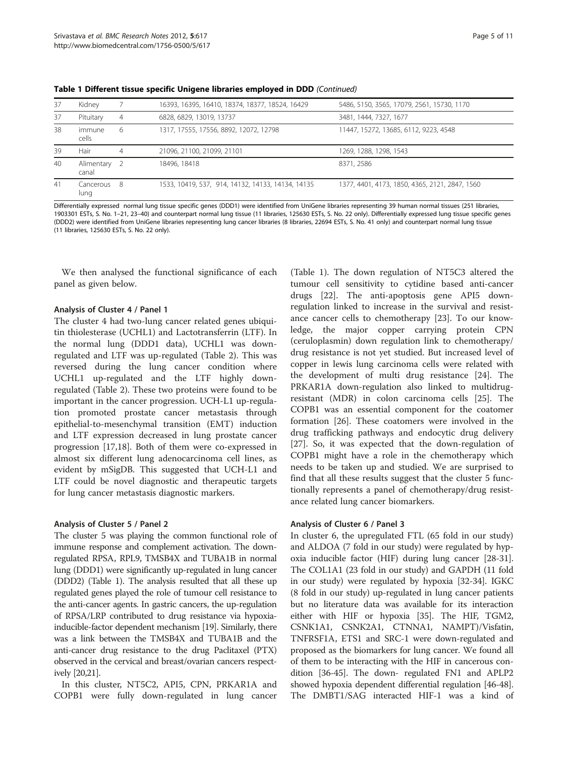**Table 1 Different tissue specific Unigene libraries employed in DDD** *(Continued)*

| | | | | |
|---|---|---|---|---|
| 37 | Kidney | 7 | 16393, 16395, 16410, 18374, 18377, 18524, 16429 | 5486, 5150, 3565, 17079, 2561, 15730, 1170 |
| 37 | Pituitary | 4 | 6828, 6829, 13019, 13737 | 3481, 1444, 7327, 1677 |
| 38 | immune cells | 6 | 1317, 17555, 17556, 8892, 12072, 12798 | 11447, 15272, 13685, 6112, 9223, 4548 |
| 39 | Hair | 4 | 21096, 21100, 21099, 21101 | 1269, 1288, 1298, 1543 |
| 40 | Alimentary canal | 2 | 18496, 18418 | 8371, 2586 |
| 41 | Cancerous lung | 8 | 1533, 10419, 537, 914, 14132, 14133, 14134, 14135 | 1377, 4401, 4173, 1850, 4365, 2121, 2847, 1560 |

Differentially expressed normal lung tissue specific genes (DDD1) were identified from UniGene libraries representing 39 human normal tissues (251 libraries, 1903301 ESTs, S. No. 1–21, 23–40) and counterpart normal lung tissue (11 libraries, 125630 ESTs, S. No. 22 only). Differentially expressed lung tissue specific genes (DDD2) were identified from UniGene libraries representing lung cancer libraries (8 libraries, 22694 ESTs, S. No. 41 only) and counterpart normal lung tissue (11 libraries, 125630 ESTs, S. No. 22 only).

We then analysed the functional significance of each panel as given below.

### Analysis of Cluster 4 / Panel 1

The cluster 4 had two-lung cancer related genes ubiquitin thiolesterase (UCHL1) and Lactotransferrin (LTF). In the normal lung (DDD1 data), UCHL1 was down-regulated and LTF was up-regulated (Table 2). This was reversed during the lung cancer condition where UCHL1 up-regulated and the LTF highly down-regulated (Table 2). These two proteins were found to be important in the cancer progression. UCH-L1 up-regulation promoted prostate cancer metastasis through epithelial-to-mesenchymal transition (EMT) induction and LTF expression decreased in lung prostate cancer progression [17,18]. Both of them were co-expressed in almost six different lung adenocarcinoma cell lines, as evident by mSigDB. This suggested that UCH-L1 and LTF could be novel diagnostic and therapeutic targets for lung cancer metastasis diagnostic markers.

### Analysis of Cluster 5 / Panel 2

The cluster 5 was playing the common functional role of immune response and complement activation. The down-regulated RPSA, RPL9, TMSB4X and TUBA1B in normal lung (DDD1) were significantly up-regulated in lung cancer (DDD2) (Table 1). The analysis resulted that all these up regulated genes played the role of tumour cell resistance to the anti-cancer agents. In gastric cancers, the up-regulation of RPSA/LRP contributed to drug resistance via hypoxia-inducible-factor dependent mechanism [19]. Similarly, there was a link between the TMSB4X and TUBA1B and the anti-cancer drug resistance to the drug Paclitaxel (PTX) observed in the cervical and breast/ovarian cancers respectively [20,21].

In this cluster, NT5C2, API5, CPN, PRKAR1A and COPB1 were fully down-regulated in lung cancer (Table 1). The down regulation of NT5C3 altered the tumour cell sensitivity to cytidine based anti-cancer drugs [22]. The anti-apoptosis gene API5 down-regulation linked to increase in the survival and resistance cancer cells to chemotherapy [23]. To our knowledge, the major copper carrying protein CPN (ceruloplasmin) down regulation link to chemotherapy/drug resistance is not yet studied. But increased level of copper in lewis lung carcinoma cells were related with the development of multi drug resistance [24]. The PRKAR1A down-regulation also linked to multidrug-resistant (MDR) in colon carcinoma cells [25]. The COPB1 was an essential component for the coatomer formation [26]. These coatomers were involved in the drug trafficking pathways and endocytic drug delivery [27]. So, it was expected that the down-regulation of COPB1 might have a role in the chemotherapy which needs to be taken up and studied. We are surprised to find that all these results suggest that the cluster 5 functionally represents a panel of chemotherapy/drug resistance related lung cancer biomarkers.

### Analysis of Cluster 6 / Panel 3

In cluster 6, the upregulated FTL (65 fold in our study) and ALDOA (7 fold in our study) were regulated by hypoxia inducible factor (HIF) during lung cancer [28-31]. The COL1A1 (23 fold in our study) and GAPDH (11 fold in our study) were regulated by hypoxia [32-34]. IGKC (8 fold in our study) up-regulated in lung cancer patients but no literature data was available for its interaction either with HIF or hypoxia [35]. The HIF, TGM2, CSNK1A1, CSNK2A1, CTNNA1, NAMPT)/Visfatin, TNFRSF1A, ETS1 and SRC-1 were down-regulated and proposed as the biomarkers for lung cancer. We found all of them to be interacting with the HIF in cancerous condition [36-45]. The down- regulated FN1 and APLP2 showed hypoxia dependent differential regulation [46-48]. The DMBT1/SAG interacted HIF-1 was a kind of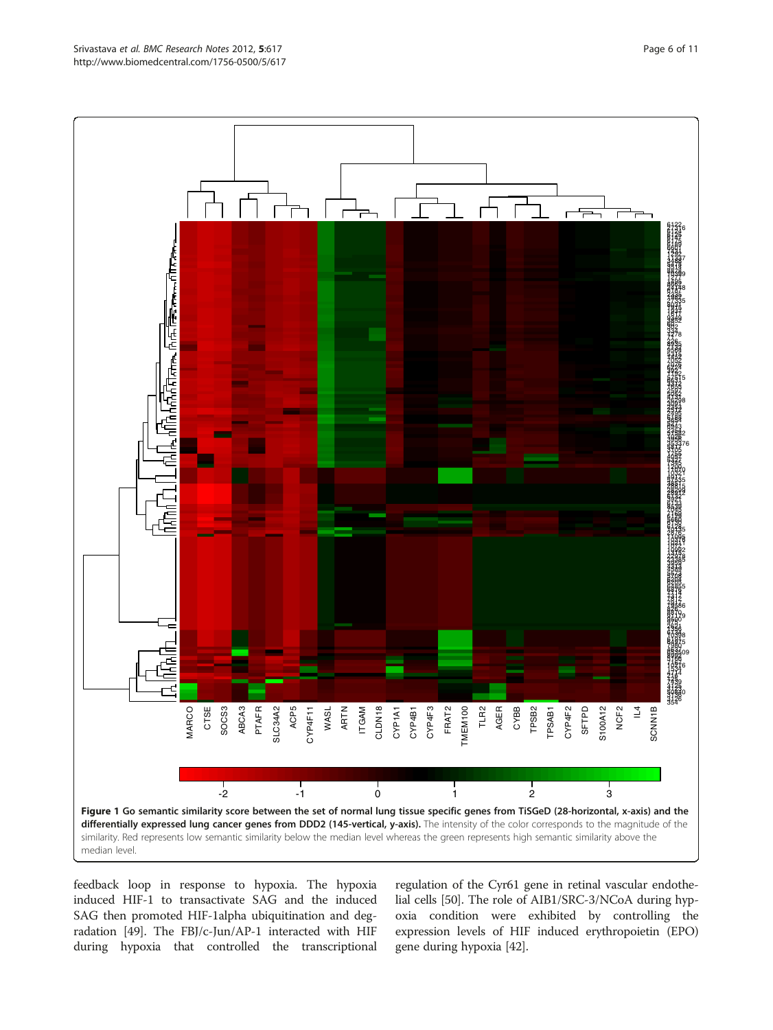MARCO
CTSE
SOCS3
ABCA3
PTAFR
SLC34A2
ACP5
CYP4F11
WASL
ARTN
ITGAM
CLDN18
CYP1A1
CYP4B1
CYP4F3
FRAT2
TMEM100
TLR2
AGER
CYBB
TPSB2
TPSAB1
CYP4F2
SFTPD
S100A12
NCF2
IL4
SCNN1B

-2 -1 0 1 2 3

**Figure 1 Go semantic similarity score between the set of normal lung tissue specific genes from TiSGeD (28-horizontal, x-axis) and the differentially expressed lung cancer genes from DDD2 (145-vertical, y-axis).** The intensity of the color corresponds to the magnitude of the similarity. Red represents low semantic similarity below the median level whereas the green represents high semantic similarity above the median level.

feedback loop in response to hypoxia. The hypoxia induced HIF-1 to transactivate SAG and the induced SAG then promoted HIF-1alpha ubiquitination and degradation [49]. The FBJ/c-Jun/AP-1 interacted with HIF during hypoxia that controlled the transcriptional regulation of the Cyr61 gene in retinal vascular endothelial cells [50]. The role of AIB1/SRC-3/NCoA during hypoxia condition were exhibited by controlling the expression levels of HIF induced erythropoietin (EPO) gene during hypoxia [42].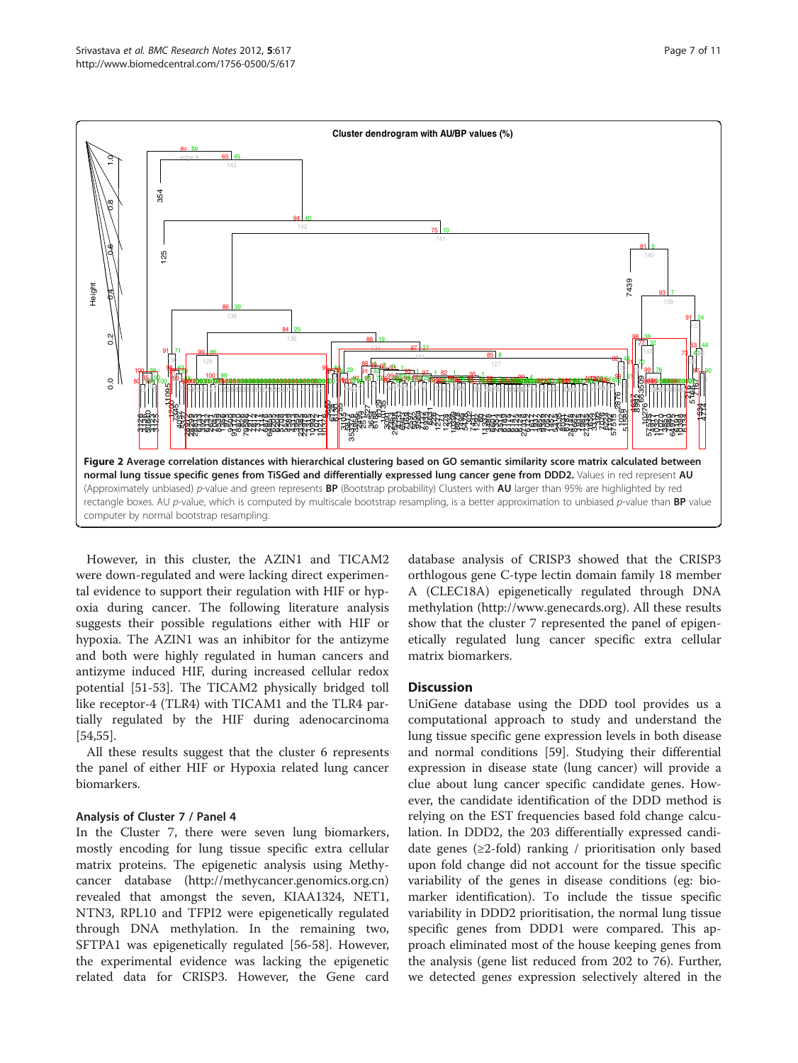Cluster dendrogram with AU/BP values (%)

**Figure 2 Average correlation distances with hierarchical clustering based on GO semantic similarity score matrix calculated between normal lung tissue specific genes from TiSGed and differentially expressed lung cancer gene from DDD2.** Values in red represent **AU** (Approximately unbiased) *p*-value and green represents **BP** (Bootstrap probability) Clusters with **AU** larger than 95% are highlighted by red rectangle boxes. AU *p*-value, which is computed by multiscale bootstrap resampling, is a better approximation to unbiased *p*-value than **BP** value computer by normal bootstrap resampling.

However, in this cluster, the AZIN1 and TICAM2 were down-regulated and were lacking direct experimental evidence to support their regulation with HIF or hypoxia during cancer. The following literature analysis suggests their possible regulations either with HIF or hypoxia. The AZIN1 was an inhibitor for the antizyme and both were highly regulated in human cancers and antizyme induced HIF, during increased cellular redox potential [51-53]. The TICAM2 physically bridged toll like receptor-4 (TLR4) with TICAM1 and the TLR4 partially regulated by the HIF during adenocarcinoma [54,55].

All these results suggest that the cluster 6 represents the panel of either HIF or Hypoxia related lung cancer biomarkers.

### Analysis of Cluster 7 / Panel 4

In the Cluster 7, there were seven lung biomarkers, mostly encoding for lung tissue specific extra cellular matrix proteins. The epigenetic analysis using Methycancer database (http://methycancer.genomics.org.cn) revealed that amongst the seven, KIAA1324, NET1, NTN3, RPL10 and TFPI2 were epigenetically regulated through DNA methylation. In the remaining two, SFTPA1 was epigenetically regulated [56-58]. However, the experimental evidence was lacking the epigenetic related data for CRISP3. However, the Gene card database analysis of CRISP3 showed that the CRISP3 orthlogous gene C-type lectin domain family 18 member A (CLEC18A) epigenetically regulated through DNA methylation (http://www.genecards.org). All these results show that the cluster 7 represented the panel of epigenetically regulated lung cancer specific extra cellular matrix biomarkers.

## Discussion

UniGene database using the DDD tool provides us a computational approach to study and understand the lung tissue specific gene expression levels in both disease and normal conditions [59]. Studying their differential expression in disease state (lung cancer) will provide a clue about lung cancer specific candidate genes. However, the candidate identification of the DDD method is relying on the EST frequencies based fold change calculation. In DDD2, the 203 differentially expressed candidate genes (≥2-fold) ranking / prioritisation only based upon fold change did not account for the tissue specific variability of the genes in disease conditions (eg: biomarker identification). To include the tissue specific variability in DDD2 prioritisation, the normal lung tissue specific genes from DDD1 were compared. This approach eliminated most of the house keeping genes from the analysis (gene list reduced from 202 to 76). Further, we detected gene*s* expression selectively altered in the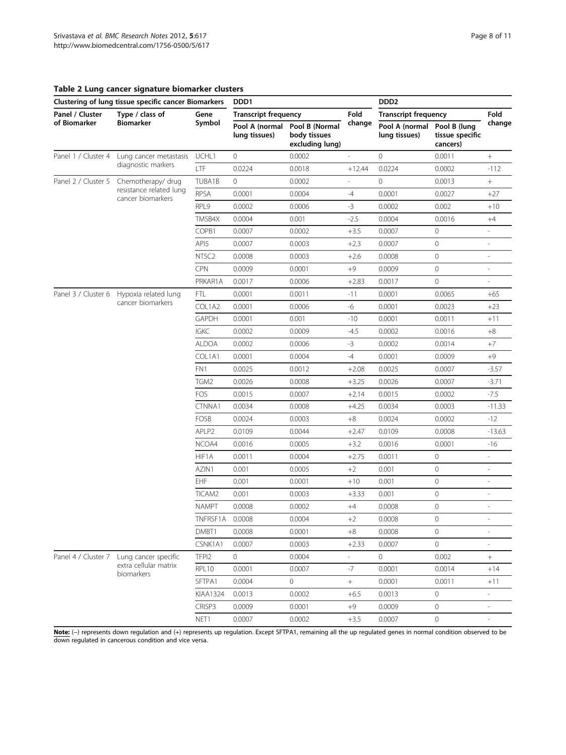**Table 2 Lung cancer signature biomarker clusters**

| Clustering of lung tissue specific cancer Biomarkers | | | DDD1 | | | DDD2 | | |
|---|---|---|---|---|---|---|---|---|
| Panel / Cluster of Biomarker | Type / class of Biomarker | Gene Symbol | Transcript frequency | | Fold change | Transcript frequency | | Fold change |
| | | | Pool A (normal lung tissues) | Pool B (Normal body tissues excluding lung) | | Pool A (normal lung tissues) | Pool B (lung tissue specific cancers) | |
| Panel 1 / Cluster 4 | Lung cancer metastasis diagnostic markers | UCHL1 | 0 | 0.0002 | - | 0 | 0.0011 | + |
| | | LTF | 0.0224 | 0.0018 | +12.44 | 0.0224 | 0.0002 | -112 |
| Panel 2 / Cluster 5 | Chemotherapy/ drug resistance related lung cancer biomarkers | TUBA1B | 0 | 0.0002 | - | 0 | 0.0013 | + |
| | | RPSA | 0.0001 | 0.0004 | -4 | 0.0001 | 0.0027 | +27 |
| | | RPL9 | 0.0002 | 0.0006 | -3 | 0.0002 | 0.002 | +10 |
| | | TMSB4X | 0.0004 | 0.001 | -2.5 | 0.0004 | 0.0016 | +4 |
| | | COPB1 | 0.0007 | 0.0002 | +3.5 | 0.0007 | 0 | - |
| | | API5 | 0.0007 | 0.0003 | +2.3 | 0.0007 | 0 | - |
| | | NT5C2 | 0.0008 | 0.0003 | +2.6 | 0.0008 | 0 | - |
| | | CPN | 0.0009 | 0.0001 | +9 | 0.0009 | 0 | - |
| | | PRKAR1A | 0.0017 | 0.0006 | +2.83 | 0.0017 | 0 | - |
| Panel 3 / Cluster 6 | Hypoxia related lung cancer biomarkers | FTL | 0.0001 | 0.0011 | -11 | 0.0001 | 0.0065 | +65 |
| | | COL1A2 | 0.0001 | 0.0006 | -6 | 0.0001 | 0.0023 | +23 |
| | | GAPDH | 0.0001 | 0.001 | -10 | 0.0001 | 0.0011 | +11 |
| | | IGKC | 0.0002 | 0.0009 | -4.5 | 0.0002 | 0.0016 | +8 |
| | | ALDOA | 0.0002 | 0.0006 | -3 | 0.0002 | 0.0014 | +7 |
| | | COL1A1 | 0.0001 | 0.0004 | -4 | 0.0001 | 0.0009 | +9 |
| | | FN1 | 0.0025 | 0.0012 | +2.08 | 0.0025 | 0.0007 | -3.57 |
| | | TGM2 | 0.0026 | 0.0008 | +3.25 | 0.0026 | 0.0007 | -3.71 |
| | | FOS | 0.0015 | 0.0007 | +2.14 | 0.0015 | 0.0002 | -7.5 |
| | | CTNNA1 | 0.0034 | 0.0008 | +4.25 | 0.0034 | 0.0003 | -11.33 |
| | | FOSB | 0.0024 | 0.0003 | +8 | 0.0024 | 0.0002 | -12 |
| | | APLP2 | 0.0109 | 0.0044 | +2.47 | 0.0109 | 0.0008 | -13.63 |
| | | NCOA4 | 0.0016 | 0.0005 | +3.2 | 0.0016 | 0.0001 | -16 |
| | | HIF1A | 0.0011 | 0.0004 | +2.75 | 0.0011 | 0 | - |
| | | AZIN1 | 0.001 | 0.0005 | +2 | 0.001 | 0 | - |
| | | EHF | 0.001 | 0.0001 | +10 | 0.001 | 0 | - |
| | | TICAM2 | 0.001 | 0.0003 | +3.33 | 0.001 | 0 | - |
| | | NAMPT | 0.0008 | 0.0002 | +4 | 0.0008 | 0 | - |
| | | TNFRSF1A | 0.0008 | 0.0004 | +2 | 0.0008 | 0 | - |
| | | DMBT1 | 0.0008 | 0.0001 | +8 | 0.0008 | 0 | - |
| | | CSNK1A1 | 0.0007 | 0.0003 | +2.33 | 0.0007 | 0 | - |
| Panel 4 / Cluster 7 | Lung cancer specific extra cellular matrix biomarkers | TFPI2 | 0 | 0.0004 | - | 0 | 0.002 | + |
| | | RPL10 | 0.0001 | 0.0007 | -7 | 0.0001 | 0.0014 | +14 |
| | | SFTPA1 | 0.0004 | 0 | + | 0.0001 | 0.0011 | +11 |
| | | KIAA1324 | 0.0013 | 0.0002 | +6.5 | 0.0013 | 0 | - |
| | | CRISP3 | 0.0009 | 0.0001 | +9 | 0.0009 | 0 | - |
| | | NET1 | 0.0007 | 0.0002 | +3.5 | 0.0007 | 0 | - |

**Note:** (–) represents down regulation and (+) represents up regulation. Except SFTPA1, remaining all the up regulated genes in normal condition observed to be down regulated in cancerous condition and vice versa.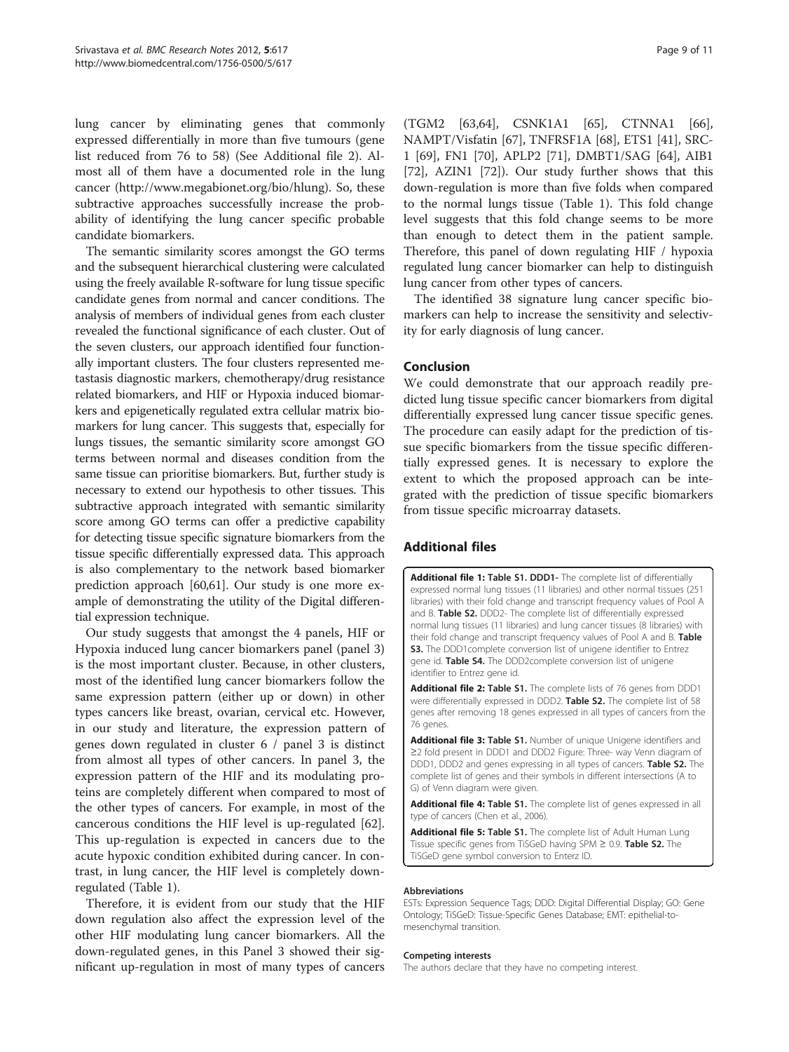lung cancer by eliminating genes that commonly expressed differentially in more than five tumours (gene list reduced from 76 to 58) (See Additional file 2). Almost all of them have a documented role in the lung cancer (http://www.megabionet.org/bio/hlung). So, these subtractive approaches successfully increase the probability of identifying the lung cancer specific probable candidate biomarkers.

The semantic similarity scores amongst the GO terms and the subsequent hierarchical clustering were calculated using the freely available R-software for lung tissue specific candidate genes from normal and cancer conditions. The analysis of members of individual genes from each cluster revealed the functional significance of each cluster. Out of the seven clusters, our approach identified four functionally important clusters. The four clusters represented metastasis diagnostic markers, chemotherapy/drug resistance related biomarkers, and HIF or Hypoxia induced biomarkers and epigenetically regulated extra cellular matrix biomarkers for lung cancer. This suggests that, especially for lungs tissues, the semantic similarity score amongst GO terms between normal and diseases condition from the same tissue can prioritise biomarkers. But, further study is necessary to extend our hypothesis to other tissues. This subtractive approach integrated with semantic similarity score among GO terms can offer a predictive capability for detecting tissue specific signature biomarkers from the tissue specific differentially expressed data. This approach is also complementary to the network based biomarker prediction approach [60,61]. Our study is one more example of demonstrating the utility of the Digital differential expression technique.

Our study suggests that amongst the 4 panels, HIF or Hypoxia induced lung cancer biomarkers panel (panel 3) is the most important cluster. Because, in other clusters, most of the identified lung cancer biomarkers follow the same expression pattern (either up or down) in other types cancers like breast, ovarian, cervical etc. However, in our study and literature, the expression pattern of genes down regulated in cluster 6 / panel 3 is distinct from almost all types of other cancers. In panel 3, the expression pattern of the HIF and its modulating proteins are completely different when compared to most of the other types of cancers. For example, in most of the cancerous conditions the HIF level is up-regulated [62]. This up-regulation is expected in cancers due to the acute hypoxic condition exhibited during cancer. In contrast, in lung cancer, the HIF level is completely down-regulated (Table 1).

Therefore, it is evident from our study that the HIF down regulation also affect the expression level of the other HIF modulating lung cancer biomarkers. All the down-regulated genes, in this Panel 3 showed their significant up-regulation in most of many types of cancers (TGM2 [63,64], CSNK1A1 [65], CTNNA1 [66], NAMPT/Visfatin [67], TNFRSF1A [68], ETS1 [41], SRC-1 [69], FN1 [70], APLP2 [71], DMBT1/SAG [64], AIB1 [72], AZIN1 [72]). Our study further shows that this down-regulation is more than five folds when compared to the normal lungs tissue (Table 1). This fold change level suggests that this fold change seems to be more than enough to detect them in the patient sample. Therefore, this panel of down regulating HIF / hypoxia regulated lung cancer biomarker can help to distinguish lung cancer from other types of cancers.

The identified 38 signature lung cancer specific biomarkers can help to increase the sensitivity and selectivity for early diagnosis of lung cancer.

## Conclusion

We could demonstrate that our approach readily predicted lung tissue specific cancer biomarkers from digital differentially expressed lung cancer tissue specific genes. The procedure can easily adapt for the prediction of tissue specific biomarkers from the tissue specific differentially expressed genes. It is necessary to explore the extent to which the proposed approach can be integrated with the prediction of tissue specific biomarkers from tissue specific microarray datasets.

## Additional files

**Additional file 1: Table S1. DDD1-** The complete list of differentially expressed normal lung tissues (11 libraries) and other normal tissues (251 libraries) with their fold change and transcript frequency values of Pool A and B. **Table S2.** DDD2- The complete list of differentially expressed normal lung tissues (11 libraries) and lung cancer tissues (8 libraries) with their fold change and transcript frequency values of Pool A and B. **Table S3.** The DDD1complete conversion list of unigene identifier to Entrez gene id. **Table S4.** The DDD2complete conversion list of unigene identifier to Entrez gene id.

**Additional file 2: Table S1.** The complete lists of 76 genes from DDD1 were differentially expressed in DDD2. **Table S2.** The complete list of 58 genes after removing 18 genes expressed in all types of cancers from the 76 genes.

**Additional file 3: Table S1.** Number of unique Unigene identifiers and ≥2 fold present in DDD1 and DDD2 Figure: Three- way Venn diagram of DDD1, DDD2 and genes expressing in all types of cancers. **Table S2.** The complete list of genes and their symbols in different intersections (A to G) of Venn diagram were given.

**Additional file 4: Table S1.** The complete list of genes expressed in all type of cancers (Chen et al., 2006).

**Additional file 5: Table S1.** The complete list of Adult Human Lung Tissue specific genes from TiSGeD having SPM ≥ 0.9. **Table S2.** The TiSGeD gene symbol conversion to Enterz ID.

#### Abbreviations

ESTs: Expression Sequence Tags; DDD: Digital Differential Display; GO: Gene Ontology; TiSGeD: Tissue-Specific Genes Database; EMT: epithelial-to-mesenchymal transition.

#### Competing interests

The authors declare that they have no competing interest.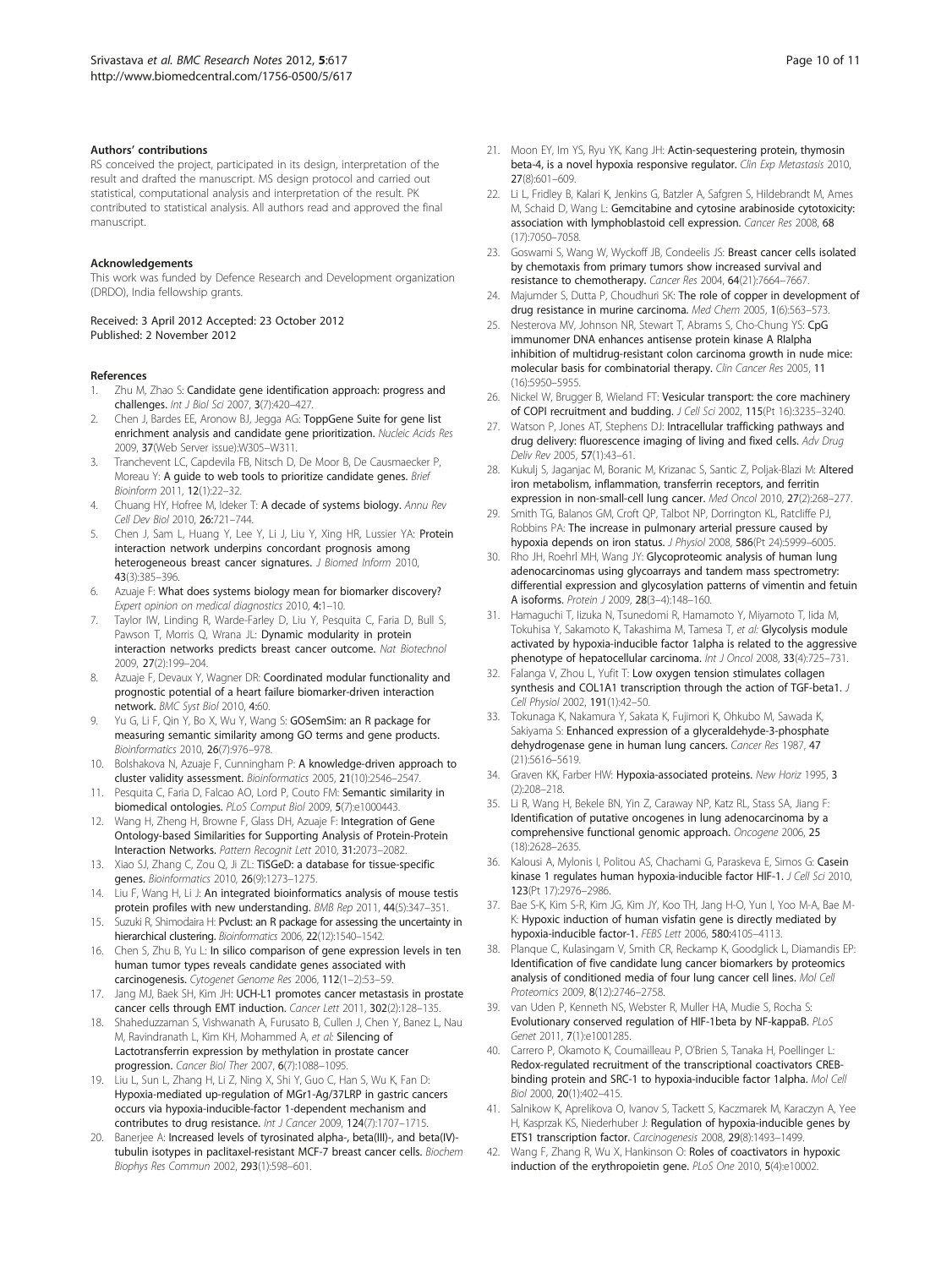### Authors' contributions

RS conceived the project, participated in its design, interpretation of the result and drafted the manuscript. MS design protocol and carried out statistical, computational analysis and interpretation of the result. PK contributed to statistical analysis. All authors read and approved the final manuscript.

### Acknowledgements

This work was funded by Defence Research and Development organization (DRDO), India fellowship grants.

Received: 3 April 2012 Accepted: 23 October 2012
Published: 2 November 2012

### References

1. Zhu M, Zhao S: **Candidate gene identification approach: progress and challenges.** *Int J Biol Sci* 2007, **3**(7):420–427.
2. Chen J, Bardes EE, Aronow BJ, Jegga AG: **ToppGene Suite for gene list enrichment analysis and candidate gene prioritization.** *Nucleic Acids Res* 2009, **37**(Web Server issue):W305–W311.
3. Tranchevent LC, Capdevila FB, Nitsch D, De Moor B, De Causmaecker P, Moreau Y: **A guide to web tools to prioritize candidate genes.** *Brief Bioinform* 2011, **12**(1):22–32.
4. Chuang HY, Hofree M, Ideker T: **A decade of systems biology.** *Annu Rev Cell Dev Biol* 2010, **26**:721–744.
5. Chen J, Sam L, Huang Y, Lee Y, Li J, Liu Y, Xing HR, Lussier YA: **Protein interaction network underpins concordant prognosis among heterogeneous breast cancer signatures.** *J Biomed Inform* 2010, **43**(3):385–396.
6. Azuaje F: **What does systems biology mean for biomarker discovery?** *Expert opinion on medical diagnostics* 2010, **4**:1–10.
7. Taylor IW, Linding R, Warde-Farley D, Liu Y, Pesquita C, Faria D, Bull S, Pawson T, Morris Q, Wrana JL: **Dynamic modularity in protein interaction networks predicts breast cancer outcome.** *Nat Biotechnol* 2009, **27**(2):199–204.
8. Azuaje F, Devaux Y, Wagner DR: **Coordinated modular functionality and prognostic potential of a heart failure biomarker-driven interaction network.** *BMC Syst Biol* 2010, **4**:60.
9. Yu G, Li F, Qin Y, Bo X, Wu Y, Wang S: **GOSemSim: an R package for measuring semantic similarity among GO terms and gene products.** *Bioinformatics* 2010, **26**(7):976–978.
10. Bolshakova N, Azuaje F, Cunningham P: **A knowledge-driven approach to cluster validity assessment.** *Bioinformatics* 2005, **21**(10):2546–2547.
11. Pesquita C, Faria D, Falcao AO, Lord P, Couto FM: **Semantic similarity in biomedical ontologies.** *PLoS Comput Biol* 2009, **5**(7):e1000443.
12. Wang H, Zheng H, Browne F, Glass DH, Azuaje F: **Integration of Gene Ontology-based Similarities for Supporting Analysis of Protein-Protein Interaction Networks.** *Pattern Recognit Lett* 2010, **31**:2073–2082.
13. Xiao SJ, Zhang C, Zou Q, Ji ZL: **TiSGeD: a database for tissue-specific genes.** *Bioinformatics* 2010, **26**(9):1273–1275.
14. Liu F, Wang H, Li J: **An integrated bioinformatics analysis of mouse testis protein profiles with new understanding.** *BMB Rep* 2011, **44**(5):347–351.
15. Suzuki R, Shimodaira H: **Pvclust: an R package for assessing the uncertainty in hierarchical clustering.** *Bioinformatics* 2006, **22**(12):1540–1542.
16. Chen S, Zhu B, Yu L: **In silico comparison of gene expression levels in ten human tumor types reveals candidate genes associated with carcinogenesis.** *Cytogenet Genome Res* 2006, **112**(1–2):53–59.
17. Jang MJ, Baek SH, Kim JH: **UCH-L1 promotes cancer metastasis in prostate cancer cells through EMT induction.** *Cancer Lett* 2011, **302**(2):128–135.
18. Shaheduzzaman S, Vishwanath A, Furusato B, Cullen J, Chen Y, Banez L, Nau M, Ravindranath L, Kim KH, Mohammed A, *et al*: **Silencing of Lactotransferrin expression by methylation in prostate cancer progression.** *Cancer Biol Ther* 2007, **6**(7):1088–1095.
19. Liu L, Sun L, Zhang H, Li Z, Ning X, Shi Y, Guo C, Han S, Wu K, Fan D: **Hypoxia-mediated up-regulation of MGr1-Ag/37LRP in gastric cancers occurs via hypoxia-inducible-factor 1-dependent mechanism and contributes to drug resistance.** *Int J Cancer* 2009, **124**(7):1707–1715.
20. Banerjee A: **Increased levels of tyrosinated alpha-, beta(III)-, and beta(IV)-tubulin isotypes in paclitaxel-resistant MCF-7 breast cancer cells.** *Biochem Biophys Res Commun* 2002, **293**(1):598–601.
21. Moon EY, Im YS, Ryu YK, Kang JH: **Actin-sequestering protein, thymosin beta-4, is a novel hypoxia responsive regulator.** *Clin Exp Metastasis* 2010, **27**(8):601–609.
22. Li L, Fridley B, Kalari K, Jenkins G, Batzler A, Safgren S, Hildebrandt M, Ames M, Schaid D, Wang L: **Gemcitabine and cytosine arabinoside cytotoxicity: association with lymphoblastoid cell expression.** *Cancer Res* 2008, **68**(17):7050–7058.
23. Goswami S, Wang W, Wyckoff JB, Condeelis JS: **Breast cancer cells isolated by chemotaxis from primary tumors show increased survival and resistance to chemotherapy.** *Cancer Res* 2004, **64**(21):7664–7667.
24. Majumder S, Dutta P, Choudhuri SK: **The role of copper in development of drug resistance in murine carcinoma.** *Med Chem* 2005, **1**(6):563–573.
25. Nesterova MV, Johnson NR, Stewart T, Abrams S, Cho-Chung YS: **CpG immunomer DNA enhances antisense protein kinase A RIalpha inhibition of multidrug-resistant colon carcinoma growth in nude mice: molecular basis for combinatorial therapy.** *Clin Cancer Res* 2005, **11**(16):5950–5955.
26. Nickel W, Brugger B, Wieland FT: **Vesicular transport: the core machinery of COPI recruitment and budding.** *J Cell Sci* 2002, **115**(Pt 16):3235–3240.
27. Watson P, Jones AT, Stephens DJ: **Intracellular trafficking pathways and drug delivery: fluorescence imaging of living and fixed cells.** *Adv Drug Deliv Rev* 2005, **57**(1):43–61.
28. Kukulj S, Jaganjac M, Boranic M, Krizanac S, Santic Z, Poljak-Blazi M: **Altered iron metabolism, inflammation, transferrin receptors, and ferritin expression in non-small-cell lung cancer.** *Med Oncol* 2010, **27**(2):268–277.
29. Smith TG, Balanos GM, Croft QP, Talbot NP, Dorrington KL, Ratcliffe PJ, Robbins PA: **The increase in pulmonary arterial pressure caused by hypoxia depends on iron status.** *J Physiol* 2008, **586**(Pt 24):5999–6005.
30. Rho JH, Roehrl MH, Wang JY: **Glycoproteomic analysis of human lung adenocarcinomas using glycoarrays and tandem mass spectrometry: differential expression and glycosylation patterns of vimentin and fetuin A isoforms.** *Protein J* 2009, **28**(3–4):148–160.
31. Hamaguchi T, Iizuka N, Tsunedomi R, Hamamoto Y, Miyamoto T, Iida M, Tokuhisa Y, Sakamoto K, Takashima M, Tamesa T, *et al*: **Glycolysis module activated by hypoxia-inducible factor 1alpha is related to the aggressive phenotype of hepatocellular carcinoma.** *Int J Oncol* 2008, **33**(4):725–731.
32. Falanga V, Zhou L, Yufit T: **Low oxygen tension stimulates collagen synthesis and COL1A1 transcription through the action of TGF-beta1.** *J Cell Physiol* 2002, **191**(1):42–50.
33. Tokunaga K, Nakamura Y, Sakata K, Fujimori K, Ohkubo M, Sawada K, Sakiyama S: **Enhanced expression of a glyceraldehyde-3-phosphate dehydrogenase gene in human lung cancers.** *Cancer Res* 1987, **47**(21):5616–5619.
34. Graven KK, Farber HW: **Hypoxia-associated proteins.** *New Horiz* 1995, **3**(2):208–218.
35. Li R, Wang H, Bekele BN, Yin Z, Caraway NP, Katz RL, Stass SA, Jiang F: **Identification of putative oncogenes in lung adenocarcinoma by a comprehensive functional genomic approach.** *Oncogene* 2006, **25**(18):2628–2635.
36. Kalousi A, Mylonis I, Politou AS, Chachami G, Paraskeva E, Simos G: **Casein kinase 1 regulates human hypoxia-inducible factor HIF-1.** *J Cell Sci* 2010, **123**(Pt 17):2976–2986.
37. Bae S-K, Kim S-R, Kim JG, Kim JY, Koo TH, Jang H-O, Yun I, Yoo M-A, Bae M-K: **Hypoxic induction of human visfatin gene is directly mediated by hypoxia-inducible factor-1.** *FEBS Lett* 2006, **580**:4105–4113.
38. Planque C, Kulasingam V, Smith CR, Reckamp K, Goodglick L, Diamandis EP: **Identification of five candidate lung cancer biomarkers by proteomics analysis of conditioned media of four lung cancer cell lines.** *Mol Cell Proteomics* 2009, **8**(12):2746–2758.
39. van Uden P, Kenneth NS, Webster R, Muller HA, Mudie S, Rocha S: **Evolutionary conserved regulation of HIF-1beta by NF-kappaB.** *PLoS Genet* 2011, **7**(1):e1001285.
40. Carrero P, Okamoto K, Coumailleau P, O'Brien S, Tanaka H, Poellinger L: **Redox-regulated recruitment of the transcriptional coactivators CREB-binding protein and SRC-1 to hypoxia-inducible factor 1alpha.** *Mol Cell Biol* 2000, **20**(1):402–415.
41. Salnikow K, Aprelikova O, Ivanov S, Tackett S, Kaczmarek M, Karaczyn A, Yee H, Kasprzak KS, Niederhuber J: **Regulation of hypoxia-inducible genes by ETS1 transcription factor.** *Carcinogenesis* 2008, **29**(8):1493–1499.
42. Wang F, Zhang R, Wu X, Hankinson O: **Roles of coactivators in hypoxic induction of the erythropoietin gene.** *PLoS One* 2010, **5**(4):e10002.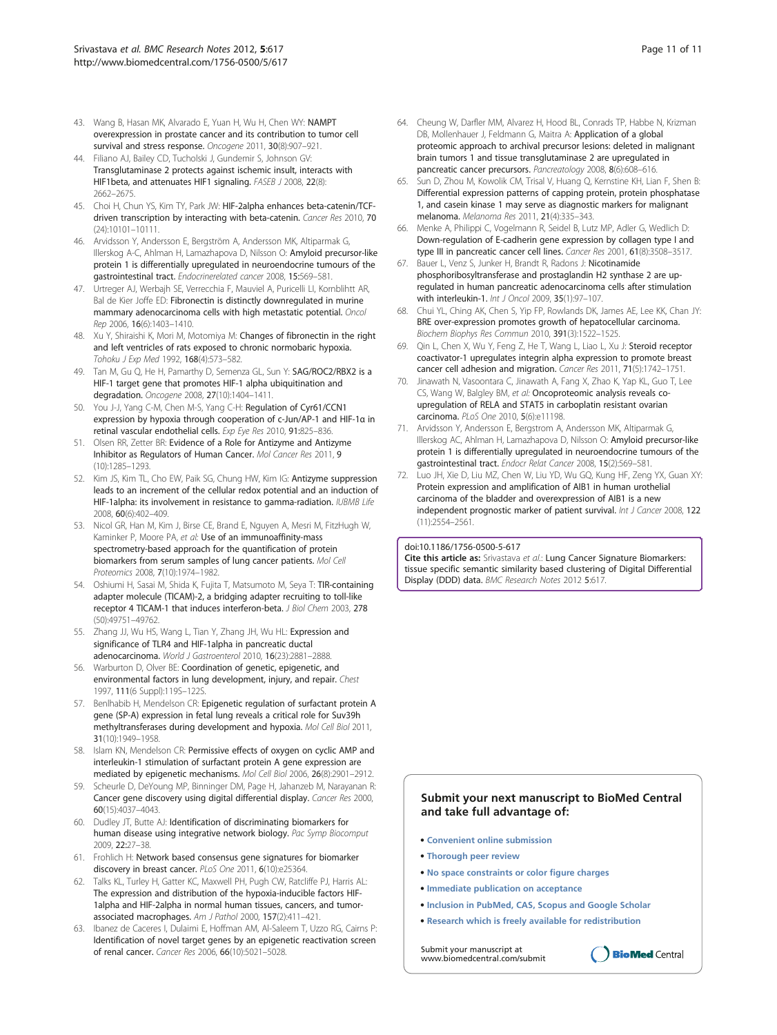43. Wang B, Hasan MK, Alvarado E, Yuan H, Wu H, Chen WY: **NAMPT overexpression in prostate cancer and its contribution to tumor cell survival and stress response.** *Oncogene* 2011, **30**(8):907–921.
44. Filiano AJ, Bailey CD, Tucholski J, Gundemir S, Johnson GV: **Transglutaminase 2 protects against ischemic insult, interacts with HIF1beta, and attenuates HIF1 signaling.** *FASEB J* 2008, **22**(8): 2662–2675.
45. Choi H, Chun YS, Kim TY, Park JW: **HIF-2alpha enhances beta-catenin/TCF-driven transcription by interacting with beta-catenin.** *Cancer Res* 2010, **70** (24):10101–10111.
46. Arvidsson Y, Andersson E, Bergström A, Andersson MK, Altiparmak G, Illerskog A-C, Ahlman H, Lamazhapova D, Nilsson O: **Amyloid precursor-like protein 1 is differentially upregulated in neuroendocrine tumours of the gastrointestinal tract.** *Endocrinerelated cancer* 2008, **15:**569–581.
47. Urtreger AJ, Werbajh SE, Verrecchia F, Mauviel A, Puricelli LI, Kornblihtt AR, Bal de Kier Joffe ED: **Fibronectin is distinctly downregulated in murine mammary adenocarcinoma cells with high metastatic potential.** *Oncol Rep* 2006, **16**(6):1403–1410.
48. Xu Y, Shiraishi K, Mori M, Motomiya M: **Changes of fibronectin in the right and left ventricles of rats exposed to chronic normobaric hypoxia.** *Tohoku J Exp Med* 1992, **168**(4):573–582.
49. Tan M, Gu Q, He H, Pamarthy D, Semenza GL, Sun Y: **SAG/ROC2/RBX2 is a HIF-1 target gene that promotes HIF-1 alpha ubiquitination and degradation.** *Oncogene* 2008, **27**(10):1404–1411.
50. You J-J, Yang C-M, Chen M-S, Yang C-H: **Regulation of Cyr61/CCN1 expression by hypoxia through cooperation of c-Jun/AP-1 and HIF-1α in retinal vascular endothelial cells.** *Exp Eye Res* 2010, **91:**825–836.
51. Olsen RR, Zetter BR: **Evidence of a Role for Antizyme and Antizyme Inhibitor as Regulators of Human Cancer.** *Mol Cancer Res* 2011, **9** (10):1285–1293.
52. Kim JS, Kim TL, Cho EW, Paik SG, Chung HW, Kim IG: **Antizyme suppression leads to an increment of the cellular redox potential and an induction of HIF-1alpha: its involvement in resistance to gamma-radiation.** *IUBMB Life* 2008, **60**(6):402–409.
53. Nicol GR, Han M, Kim J, Birse CE, Brand E, Nguyen A, Mesri M, FitzHugh W, Kaminker P, Moore PA, *et al*: **Use of an immunoaffinity-mass spectrometry-based approach for the quantification of protein biomarkers from serum samples of lung cancer patients.** *Mol Cell Proteomics* 2008, **7**(10):1974–1982.
54. Oshiumi H, Sasai M, Shida K, Fujita T, Matsumoto M, Seya T: **TIR-containing adapter molecule (TICAM)-2, a bridging adapter recruiting to toll-like receptor 4 TICAM-1 that induces interferon-beta.** *J Biol Chem* 2003, **278** (50):49751–49762.
55. Zhang JJ, Wu HS, Wang L, Tian Y, Zhang JH, Wu HL: **Expression and significance of TLR4 and HIF-1alpha in pancreatic ductal adenocarcinoma.** *World J Gastroenterol* 2010, **16**(23):2881–2888.
56. Warburton D, Olver BE: **Coordination of genetic, epigenetic, and environmental factors in lung development, injury, and repair.** *Chest* 1997, **111**(6 Suppl):119S–122S.
57. Benlhabib H, Mendelson CR: **Epigenetic regulation of surfactant protein A gene (SP-A) expression in fetal lung reveals a critical role for Suv39h methyltransferases during development and hypoxia.** *Mol Cell Biol* 2011, **31**(10):1949–1958.
58. Islam KN, Mendelson CR: **Permissive effects of oxygen on cyclic AMP and interleukin-1 stimulation of surfactant protein A gene expression are mediated by epigenetic mechanisms.** *Mol Cell Biol* 2006, **26**(8):2901–2912.
59. Scheurle D, DeYoung MP, Binninger DM, Page H, Jahanzeb M, Narayanan R: **Cancer gene discovery using digital differential display.** *Cancer Res* 2000, **60**(15):4037–4043.
60. Dudley JT, Butte AJ: **Identification of discriminating biomarkers for human disease using integrative network biology.** *Pac Symp Biocomput* 2009, **22:**27–38.
61. Frohlich H: **Network based consensus gene signatures for biomarker discovery in breast cancer.** *PLoS One* 2011, **6**(10):e25364.
62. Talks KL, Turley H, Gatter KC, Maxwell PH, Pugh CW, Ratcliffe PJ, Harris AL: **The expression and distribution of the hypoxia-inducible factors HIF-1alpha and HIF-2alpha in normal human tissues, cancers, and tumor-associated macrophages.** *Am J Pathol* 2000, **157**(2):411–421.
63. Ibanez de Caceres I, Dulaimi E, Hoffman AM, Al-Saleem T, Uzzo RG, Cairns P: **Identification of novel target genes by an epigenetic reactivation screen of renal cancer.** *Cancer Res* 2006, **66**(10):5021–5028.
64. Cheung W, Darfler MM, Alvarez H, Hood BL, Conrads TP, Habbe N, Krizman DB, Mollenhauer J, Feldmann G, Maitra A: **Application of a global proteomic approach to archival precursor lesions: deleted in malignant brain tumors 1 and tissue transglutaminase 2 are upregulated in pancreatic cancer precursors.** *Pancreatology* 2008, **8**(6):608–616.
65. Sun D, Zhou M, Kowolik CM, Trisal V, Huang Q, Kernstine KH, Lian F, Shen B: **Differential expression patterns of capping protein, protein phosphatase 1, and casein kinase 1 may serve as diagnostic markers for malignant melanoma.** *Melanoma Res* 2011, **21**(4):335–343.
66. Menke A, Philippi C, Vogelmann R, Seidel B, Lutz MP, Adler G, Wedlich D: **Down-regulation of E-cadherin gene expression by collagen type I and type III in pancreatic cancer cell lines.** *Cancer Res* 2001, **61**(8):3508–3517.
67. Bauer L, Venz S, Junker H, Brandt R, Radons J: **Nicotinamide phosphoribosyltransferase and prostaglandin H2 synthase 2 are up-regulated in human pancreatic adenocarcinoma cells after stimulation with interleukin-1.** *Int J Oncol* 2009, **35**(1):97–107.
68. Chui YL, Ching AK, Chen S, Yip FP, Rowlands DK, James AE, Lee KK, Chan JY: **BRE over-expression promotes growth of hepatocellular carcinoma.** *Biochem Biophys Res Commun* 2010, **391**(3):1522–1525.
69. Qin L, Chen X, Wu Y, Feng Z, He T, Wang L, Liao L, Xu J: **Steroid receptor coactivator-1 upregulates integrin alpha expression to promote breast cancer cell adhesion and migration.** *Cancer Res* 2011, **71**(5):1742–1751.
70. Jinawath N, Vasoontara C, Jinawath A, Fang X, Zhao K, Yap KL, Guo T, Lee CS, Wang W, Balgley BM, *et al*: **Oncoproteomic analysis reveals co-upregulation of RELA and STAT5 in carboplatin resistant ovarian carcinoma.** *PLoS One* 2010, **5**(6):e11198.
71. Arvidsson Y, Andersson E, Bergstrom A, Andersson MK, Altiparmak G, Illerskog AC, Ahlman H, Lamazhapova D, Nilsson O: **Amyloid precursor-like protein 1 is differentially upregulated in neuroendocrine tumours of the gastrointestinal tract.** *Endocr Relat Cancer* 2008, **15**(2):569–581.
72. Luo JH, Xie D, Liu MZ, Chen W, Liu YD, Wu GQ, Kung HF, Zeng YX, Guan XY: **Protein expression and amplification of AIB1 in human urothelial carcinoma of the bladder and overexpression of AIB1 is a new independent prognostic marker of patient survival.** *Int J Cancer* 2008, **122** (11):2554–2561.

doi:10.1186/1756-0500-5-617
**Cite this article as:** Srivastava *et al.*: Lung Cancer Signature Biomarkers: tissue specific semantic similarity based clustering of Digital Differential Display (DDD) data. *BMC Research Notes* 2012 **5**:617.

**Submit your next manuscript to BioMed Central and take full advantage of:**

- **Convenient online submission**
- **Thorough peer review**
- **No space constraints or color figure charges**
- **Immediate publication on acceptance**
- **Inclusion in PubMed, CAS, Scopus and Google Scholar**
- **Research which is freely available for redistribution**

Submit your manuscript at
www.biomedcentral.com/submit

BioMed Central